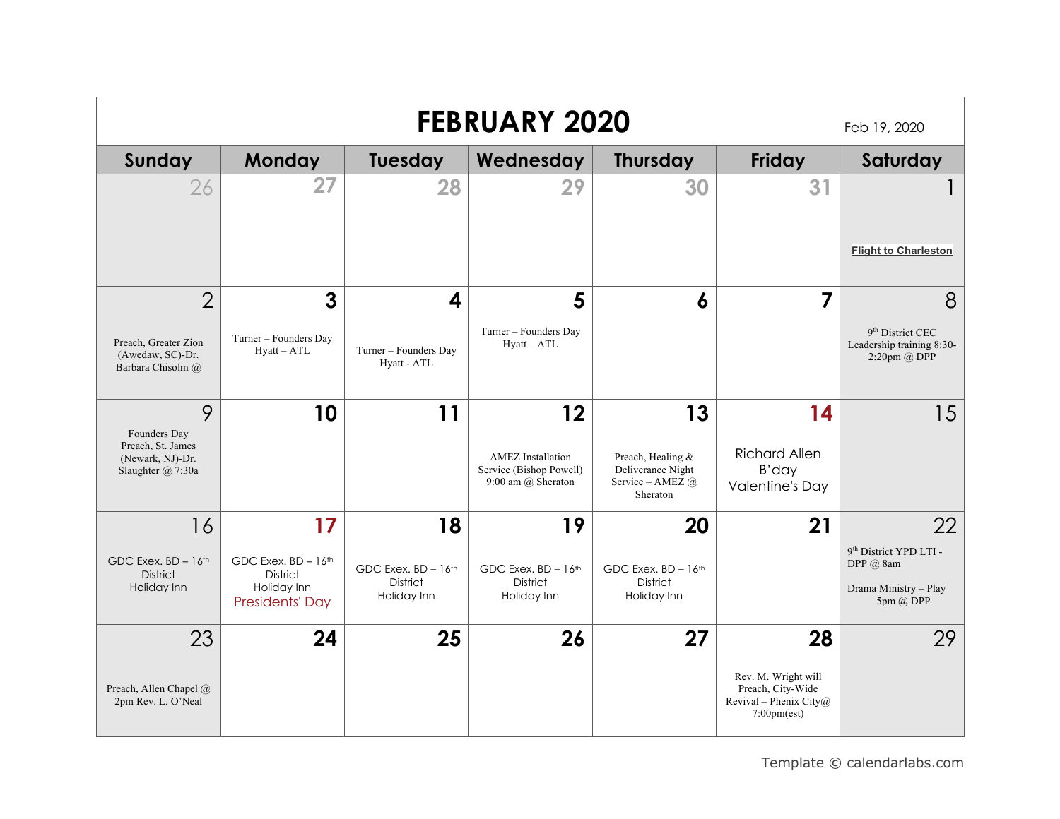# FEBRUARY 2020

Feb 19, 2020

| Sunday | Monday | Tuesday | Wednesday | Thursday | Friday | Saturday |
|---|---|---|---|---|---|---|
| 26 | 27 | 28 | 29 | 30 | 31 | 1<br>Flight to Charleston |
| 2<br>Preach, Greater Zion (Awedaw, SC)-Dr. Barbara Chisolm @ | 3<br>Turner – Founders Day Hyatt – ATL | 4<br>Turner – Founders Day Hyatt - ATL | 5<br>Turner – Founders Day Hyatt – ATL | 6 | 7 | 8<br>9th District CEC Leadership training 8:30-2:20pm @ DPP |
| 9<br>Founders Day Preach, St. James (Newark, NJ)-Dr. Slaughter @ 7:30a | 10 | 11 | 12<br>AMEZ Installation Service (Bishop Powell) 9:00 am @ Sheraton | 13<br>Preach, Healing & Deliverance Night Service – AMEZ @ Sheraton | 14<br>Richard Allen B'day<br>Valentine's Day | 15 |
| 16<br>GDC Exex. BD – 16th District Holiday Inn | 17<br>GDC Exex. BD – 16th District Holiday Inn<br>Presidents' Day | 18<br>GDC Exex. BD – 16th District Holiday Inn | 19<br>GDC Exex. BD – 16th District Holiday Inn | 20<br>GDC Exex. BD – 16th District Holiday Inn | 21 | 22<br>9th District YPD LTI - DPP @ 8am<br>Drama Ministry – Play 5pm @ DPP |
| 23<br>Preach, Allen Chapel @ 2pm Rev. L. O'Neal | 24 | 25 | 26 | 27 | 28<br>Rev. M. Wright will Preach, City-Wide Revival – Phenix City@ 7:00pm(est) | 29 |

Template © calendarlabs.com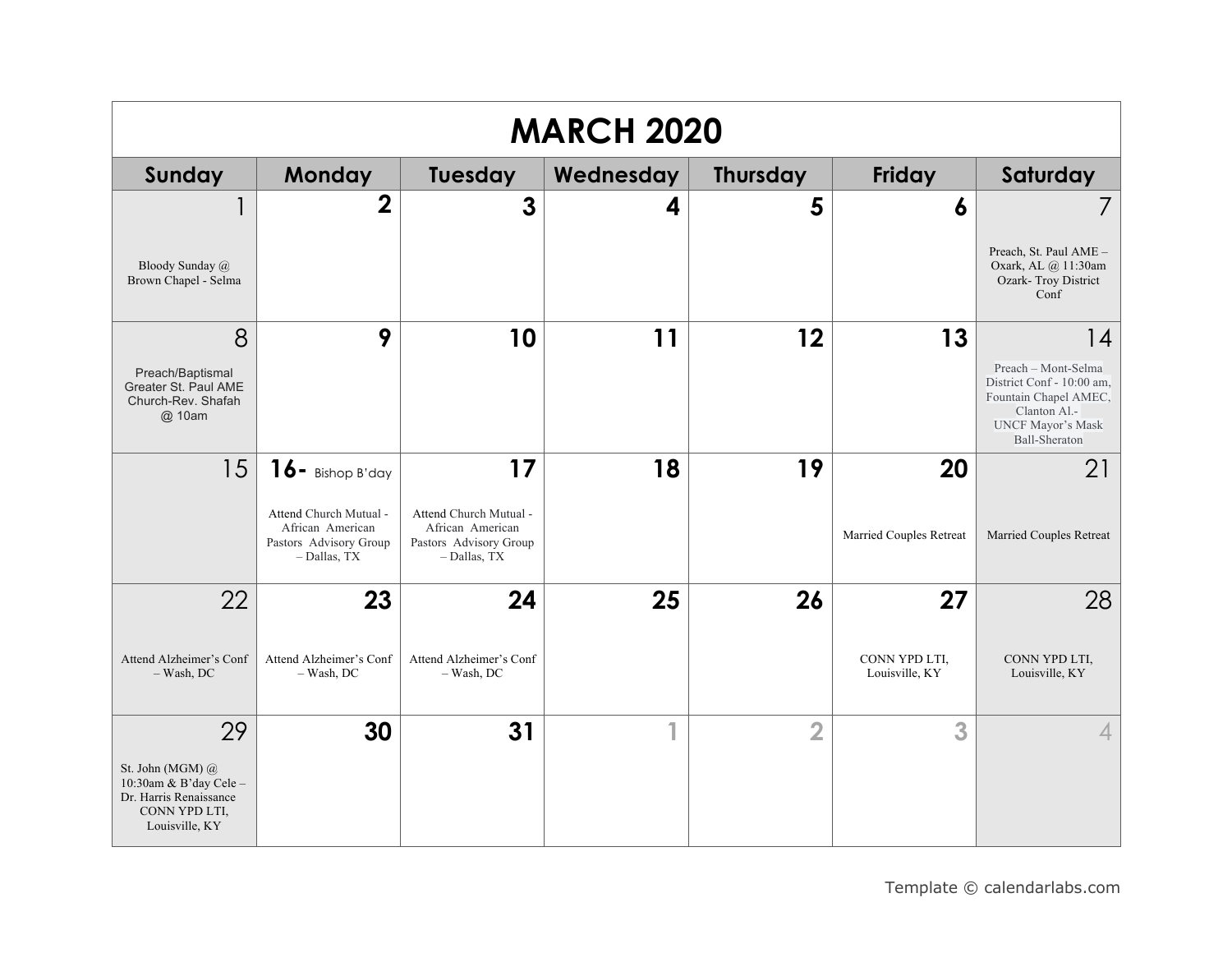# MARCH 2020

| Sunday | Monday | Tuesday | Wednesday | Thursday | Friday | Saturday |
|---|---|---|---|---|---|---|
| 1<br>Bloody Sunday @ Brown Chapel - Selma | 2 | 3 | 4 | 5 | 6 | 7<br>Preach, St. Paul AME – Oxark, AL @ 11:30am Ozark- Troy District Conf |
| 8<br>Preach/Baptismal Greater St. Paul AME Church-Rev. Shafah @ 10am | 9 | 10 | 11 | 12 | 13 | 14<br>Preach – Mont-Selma District Conf - 10:00 am, Fountain Chapel AMEC, Clanton Al.-<br>UNCF Mayor's Mask Ball-Sheraton |
| 15 | 16- Bishop B'day<br>Attend Church Mutual - African American Pastors Advisory Group – Dallas, TX | 17<br>Attend Church Mutual - African American Pastors Advisory Group – Dallas, TX | 18 | 19 | 20<br>Married Couples Retreat | 21<br>Married Couples Retreat |
| 22<br>Attend Alzheimer's Conf – Wash, DC | 23<br>Attend Alzheimer's Conf – Wash, DC | 24<br>Attend Alzheimer's Conf – Wash, DC | 25 | 26 | 27<br>CONN YPD LTI, Louisville, KY | 28<br>CONN YPD LTI, Louisville, KY |
| 29<br>St. John (MGM) @ 10:30am & B'day Cele – Dr. Harris Renaissance<br>CONN YPD LTI, Louisville, KY | 30 | 31 | 1 | 2 | 3 | 4 |

Template © calendarlabs.com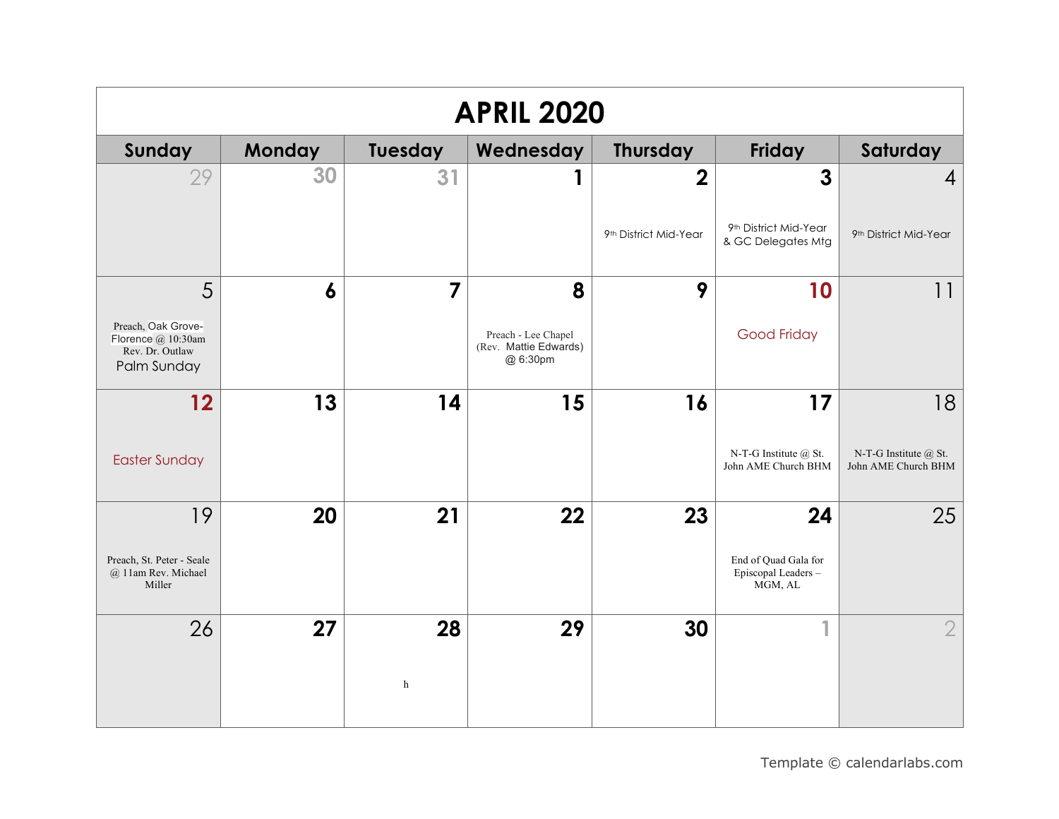# APRIL 2020

| Sunday | Monday | Tuesday | Wednesday | Thursday | Friday | Saturday |
|---|---|---|---|---|---|---|
| 29 | 30 | 31 | 1 | 2<br>9th District Mid-Year | 3<br>9th District Mid-Year & GC Delegates Mtg | 4<br>9th District Mid-Year |
| 5<br>Preach, Oak Grove-Florence @ 10:30am Rev. Dr. Outlaw<br>Palm Sunday | 6 | 7 | 8<br>Preach - Lee Chapel (Rev. Mattie Edwards) @ 6:30pm | 9 | 10<br>Good Friday | 11 |
| 12<br>Easter Sunday | 13 | 14 | 15 | 16 | 17<br>N-T-G Institute @ St. John AME Church BHM | 18<br>N-T-G Institute @ St. John AME Church BHM |
| 19<br>Preach, St. Peter - Seale @ 11am Rev. Michael Miller | 20 | 21 | 22 | 23 | 24<br>End of Quad Gala for Episcopal Leaders – MGM, AL | 25 |
| 26 | 27 | 28<br>h | 29 | 30 | 1 | 2 |

Template © calendarlabs.com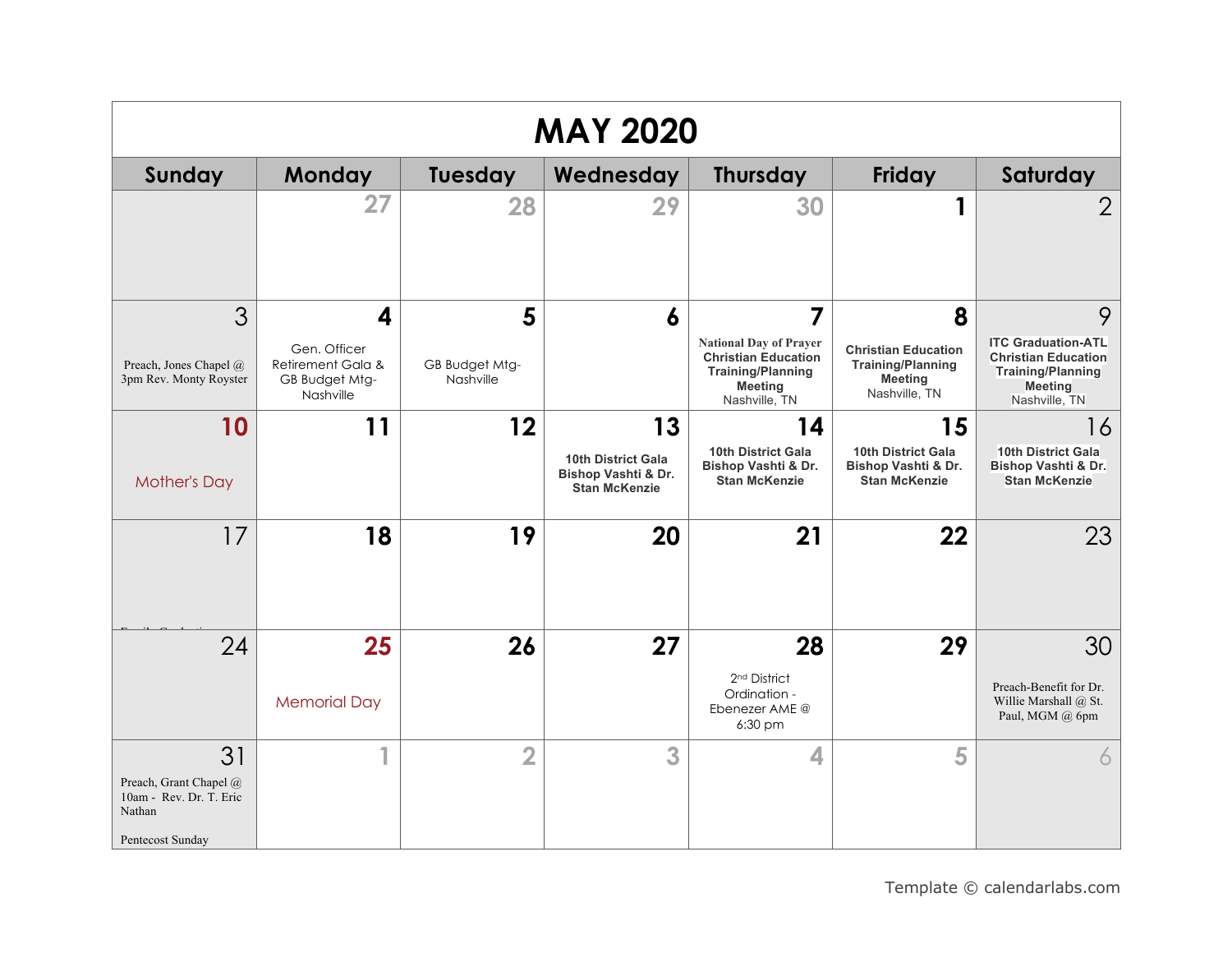# MAY 2020

| Sunday | Monday | Tuesday | Wednesday | Thursday | Friday | Saturday |
|---|---|---|---|---|---|---|
| | 27 | 28 | 29 | 30 | 1 | 2 |
| 3<br>Preach, Jones Chapel @ 3pm Rev. Monty Royster | 4<br>Gen. Officer Retirement Gala & GB Budget Mtg- Nashville | 5<br>GB Budget Mtg- Nashville | 6 | 7<br>**National Day of Prayer**<br>**Christian Education Training/Planning Meeting**<br>Nashville, TN | 8<br>**Christian Education Training/Planning Meeting**<br>Nashville, TN | 9<br>**ITC Graduation-ATL**<br>**Christian Education Training/Planning Meeting**<br>Nashville, TN |
| 10<br>Mother's Day | 11 | 12 | 13<br>**10th District Gala Bishop Vashti & Dr. Stan McKenzie** | 14<br>**10th District Gala Bishop Vashti & Dr. Stan McKenzie** | 15<br>**10th District Gala Bishop Vashti & Dr. Stan McKenzie** | 16<br>**10th District Gala Bishop Vashti & Dr. Stan McKenzie** |
| 17 | 18 | 19 | 20 | 21 | 22 | 23 |
| 24 | 25<br>Memorial Day | 26 | 27 | 28<br>2nd District Ordination - Ebenezer AME @ 6:30 pm | 29 | 30<br>Preach-Benefit for Dr. Willie Marshall @ St. Paul, MGM @ 6pm |
| 31<br>Preach, Grant Chapel @ 10am - Rev. Dr. T. Eric Nathan<br><br>Pentecost Sunday | 1 | 2 | 3 | 4 | 5 | 6 |

Template © calendarlabs.com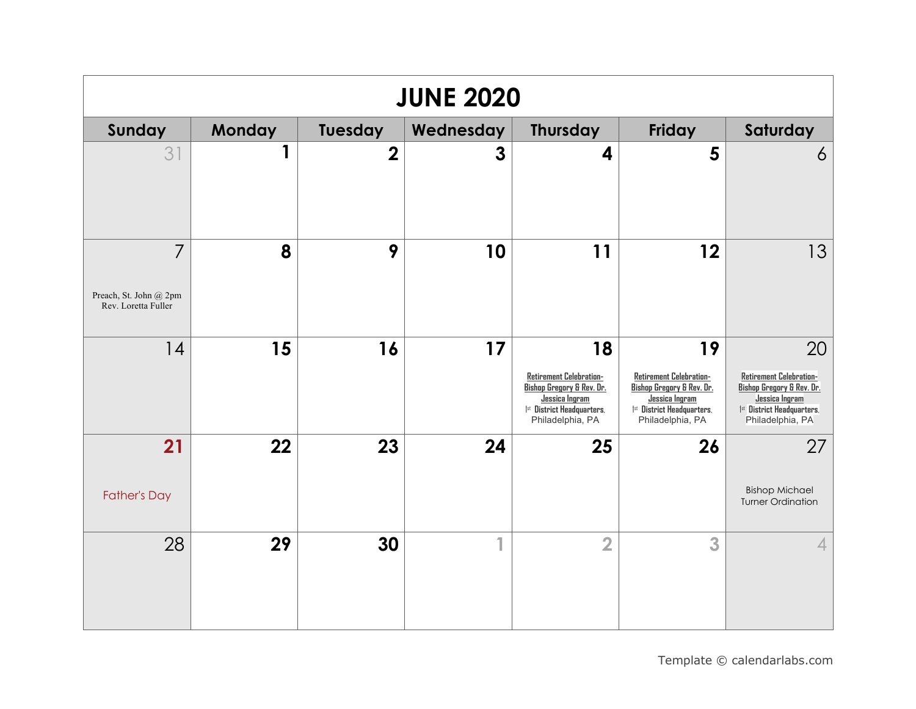# JUNE 2020

| Sunday | Monday | Tuesday | Wednesday | Thursday | Friday | Saturday |
|---|---|---|---|---|---|---|
| 31 | 1 | 2 | 3 | 4 | 5 | 6 |
| 7<br>Preach, St. John @ 2pm<br>Rev. Loretta Fuller | 8 | 9 | 10 | 11 | 12 | 13 |
| 14 | 15 | 16 | 17 | 18<br>Retirement Celebration-<br>Bishop Gregory & Rev. Dr. Jessica Ingram<br>1st District Headquarters, Philadelphia, PA | 19<br>Retirement Celebration-<br>Bishop Gregory & Rev. Dr. Jessica Ingram<br>1st District Headquarters, Philadelphia, PA | 20<br>Retirement Celebration-<br>Bishop Gregory & Rev. Dr. Jessica Ingram<br>1st District Headquarters, Philadelphia, PA |
| 21<br>Father's Day | 22 | 23 | 24 | 25 | 26 | 27<br>Bishop Michael Turner Ordination |
| 28 | 29 | 30 | 1 | 2 | 3 | 4 |

Template © calendarlabs.com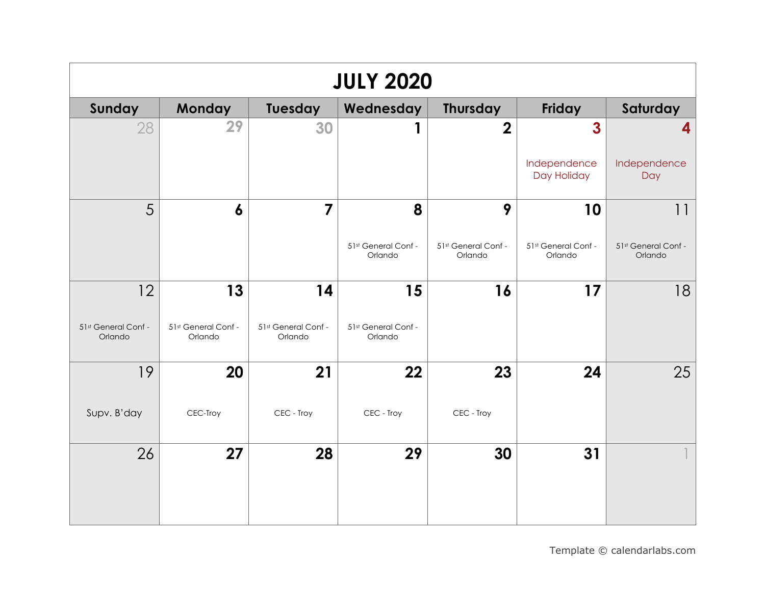# JULY 2020

| Sunday | Monday | Tuesday | Wednesday | Thursday | Friday | Saturday |
|---|---|---|---|---|---|---|
| 28 | 29 | 30 | 1 | 2 | 3 Independence Day Holiday | 4 Independence Day |
| 5 | 6 | 7 | 8 51st General Conf - Orlando | 9 51st General Conf - Orlando | 10 51st General Conf - Orlando | 11 51st General Conf - Orlando |
| 12 51st General Conf - Orlando | 13 51st General Conf - Orlando | 14 51st General Conf - Orlando | 15 51st General Conf - Orlando | 16 | 17 | 18 |
| 19 Supv. B'day | 20 CEC-Troy | 21 CEC - Troy | 22 CEC - Troy | 23 CEC - Troy | 24 | 25 |
| 26 | 27 | 28 | 29 | 30 | 31 | 1 |

Template © calendarlabs.com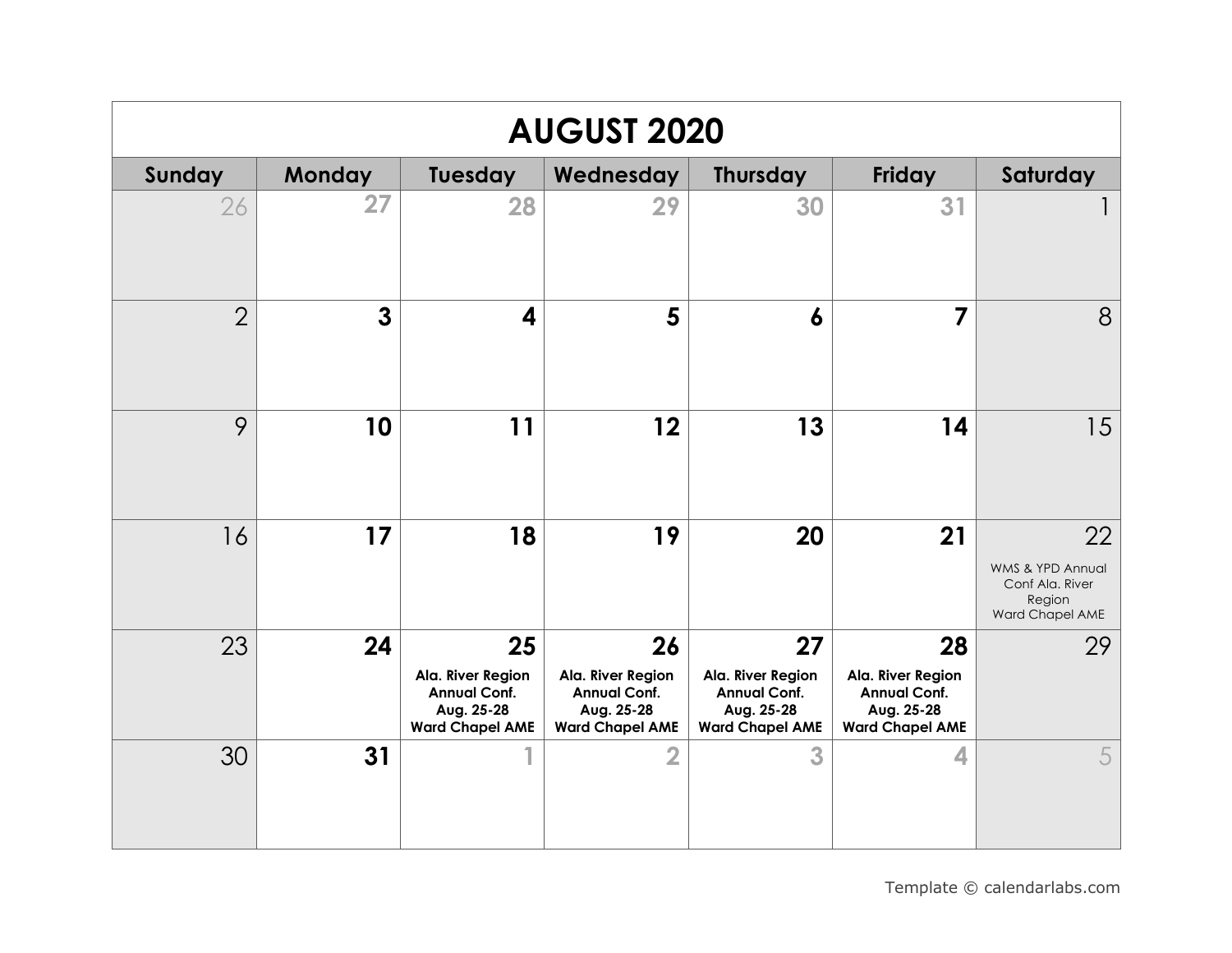# AUGUST 2020

| Sunday | Monday | Tuesday | Wednesday | Thursday | Friday | Saturday |
|---|---|---|---|---|---|---|
| 26 | 27 | 28 | 29 | 30 | 31 | 1 |
| 2 | 3 | 4 | 5 | 6 | 7 | 8 |
| 9 | 10 | 11 | 12 | 13 | 14 | 15 |
| 16 | 17 | 18 | 19 | 20 | 21 | 22<br>WMS & YPD Annual Conf Ala. River Region<br>Ward Chapel AME |
| 23 | 24 | 25<br>**Ala. River Region Annual Conf. Aug. 25-28 Ward Chapel AME** | 26<br>**Ala. River Region Annual Conf. Aug. 25-28 Ward Chapel AME** | 27<br>**Ala. River Region Annual Conf. Aug. 25-28 Ward Chapel AME** | 28<br>**Ala. River Region Annual Conf. Aug. 25-28 Ward Chapel AME** | 29 |
| 30 | 31 | 1 | 2 | 3 | 4 | 5 |

Template © calendarlabs.com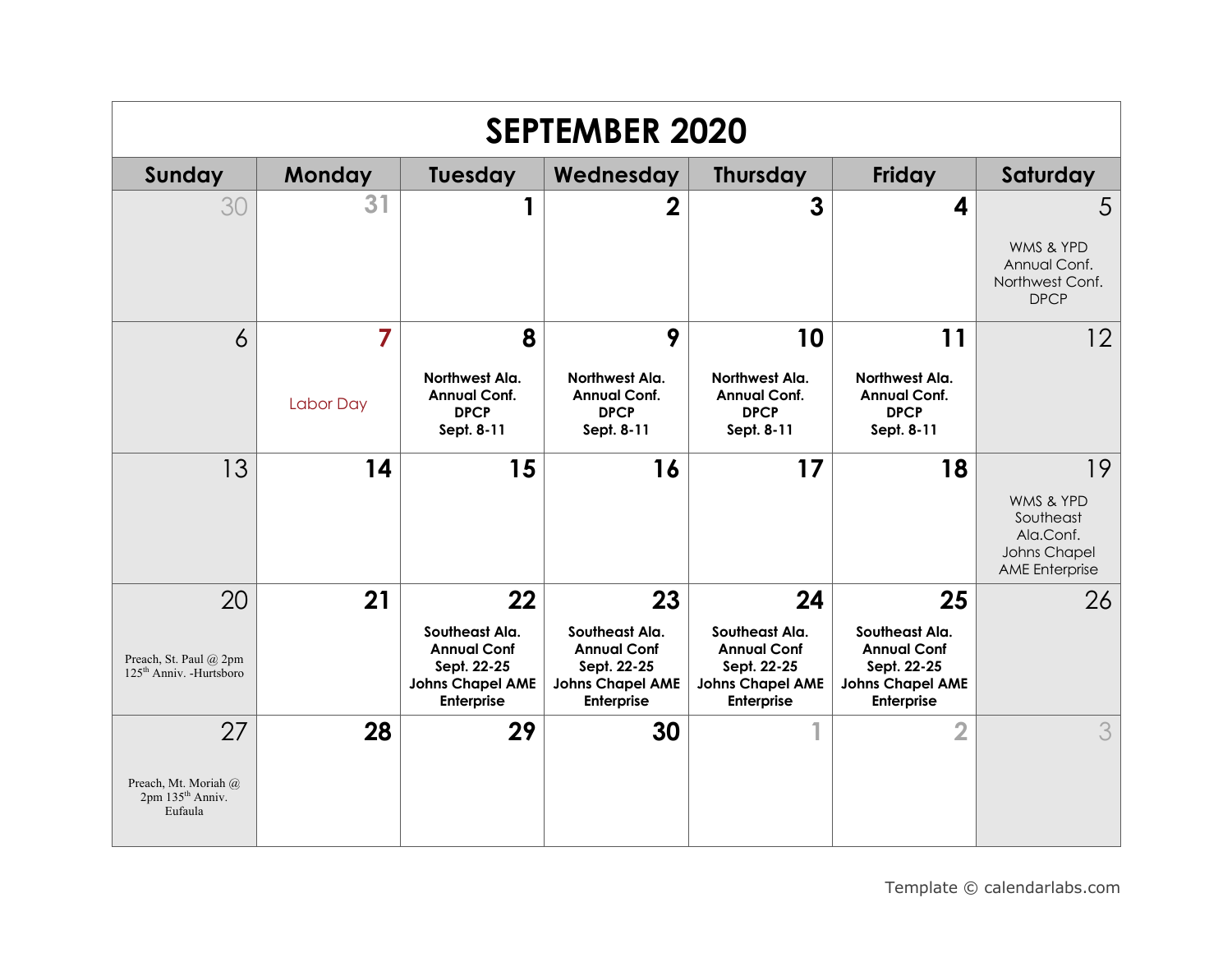# SEPTEMBER 2020

| Sunday | Monday | Tuesday | Wednesday | Thursday | Friday | Saturday |
|---|---|---|---|---|---|---|
| 30 | 31 | 1 | 2 | 3 | 4 | 5<br>WMS & YPD Annual Conf. Northwest Conf. DPCP |
| 6 | 7<br>Labor Day | 8<br>**Northwest Ala. Annual Conf. DPCP Sept. 8-11** | 9<br>**Northwest Ala. Annual Conf. DPCP Sept. 8-11** | 10<br>**Northwest Ala. Annual Conf. DPCP Sept. 8-11** | 11<br>**Northwest Ala. Annual Conf. DPCP Sept. 8-11** | 12 |
| 13 | 14 | 15 | 16 | 17 | 18 | 19<br>WMS & YPD Southeast Ala.Conf. Johns Chapel AME Enterprise |
| 20<br>Preach, St. Paul @ 2pm 125th Anniv. -Hurtsboro | 21 | 22<br>**Southeast Ala. Annual Conf Sept. 22-25 Johns Chapel AME Enterprise** | 23<br>**Southeast Ala. Annual Conf Sept. 22-25 Johns Chapel AME Enterprise** | 24<br>**Southeast Ala. Annual Conf Sept. 22-25 Johns Chapel AME Enterprise** | 25<br>**Southeast Ala. Annual Conf Sept. 22-25 Johns Chapel AME Enterprise** | 26 |
| 27<br>Preach, Mt. Moriah @ 2pm 135th Anniv. Eufaula | 28 | 29 | 30 | 1 | 2 | 3 |

Template © calendarlabs.com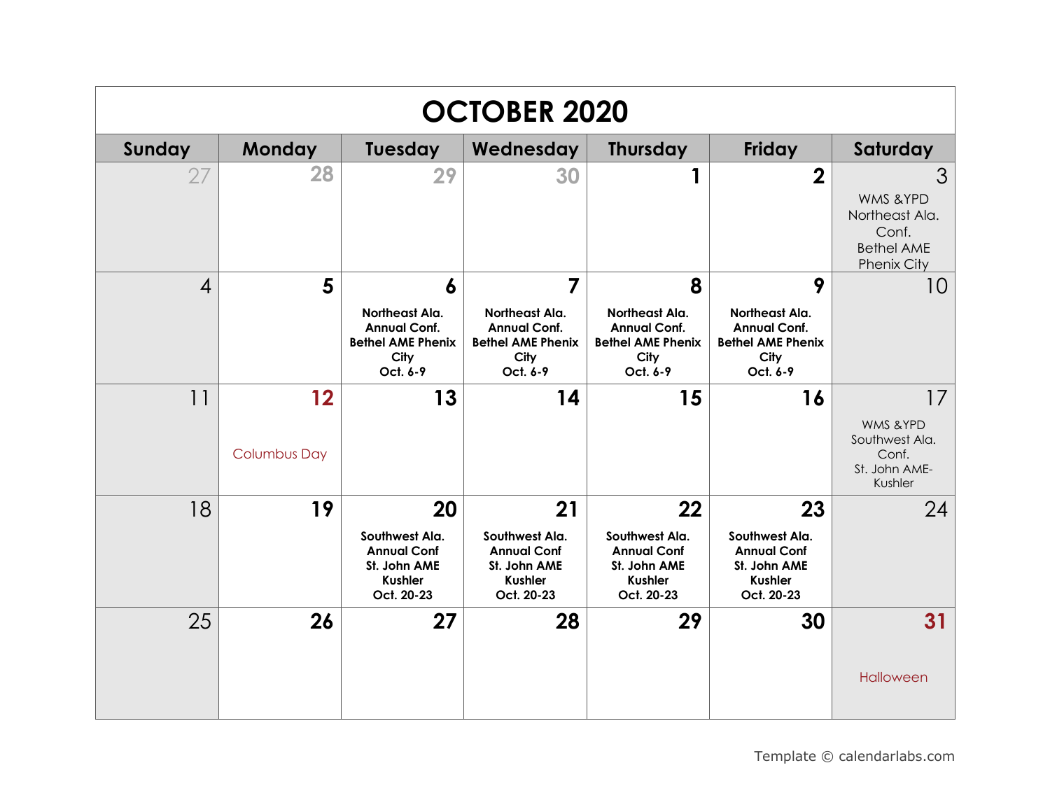# OCTOBER 2020

| Sunday | Monday | Tuesday | Wednesday | Thursday | Friday | Saturday |
|---|---|---|---|---|---|---|
| 27 | 28 | 29 | 30 | 1 | 2 | 3 WMS &YPD Northeast Ala. Conf. Bethel AME Phenix City |
| 4 | 5 | 6 **Northeast Ala. Annual Conf. Bethel AME Phenix City Oct. 6-9** | 7 **Northeast Ala. Annual Conf. Bethel AME Phenix City Oct. 6-9** | 8 **Northeast Ala. Annual Conf. Bethel AME Phenix City Oct. 6-9** | 9 **Northeast Ala. Annual Conf. Bethel AME Phenix City Oct. 6-9** | 10 |
| 11 | 12 Columbus Day | 13 | 14 | 15 | 16 | 17 WMS &YPD Southwest Ala. Conf. St. John AME-Kushler |
| 18 | 19 | 20 **Southwest Ala. Annual Conf St. John AME Kushler Oct. 20-23** | 21 **Southwest Ala. Annual Conf St. John AME Kushler Oct. 20-23** | 22 **Southwest Ala. Annual Conf St. John AME Kushler Oct. 20-23** | 23 **Southwest Ala. Annual Conf St. John AME Kushler Oct. 20-23** | 24 |
| 25 | 26 | 27 | 28 | 29 | 30 | 31 Halloween |

Template © calendarlabs.com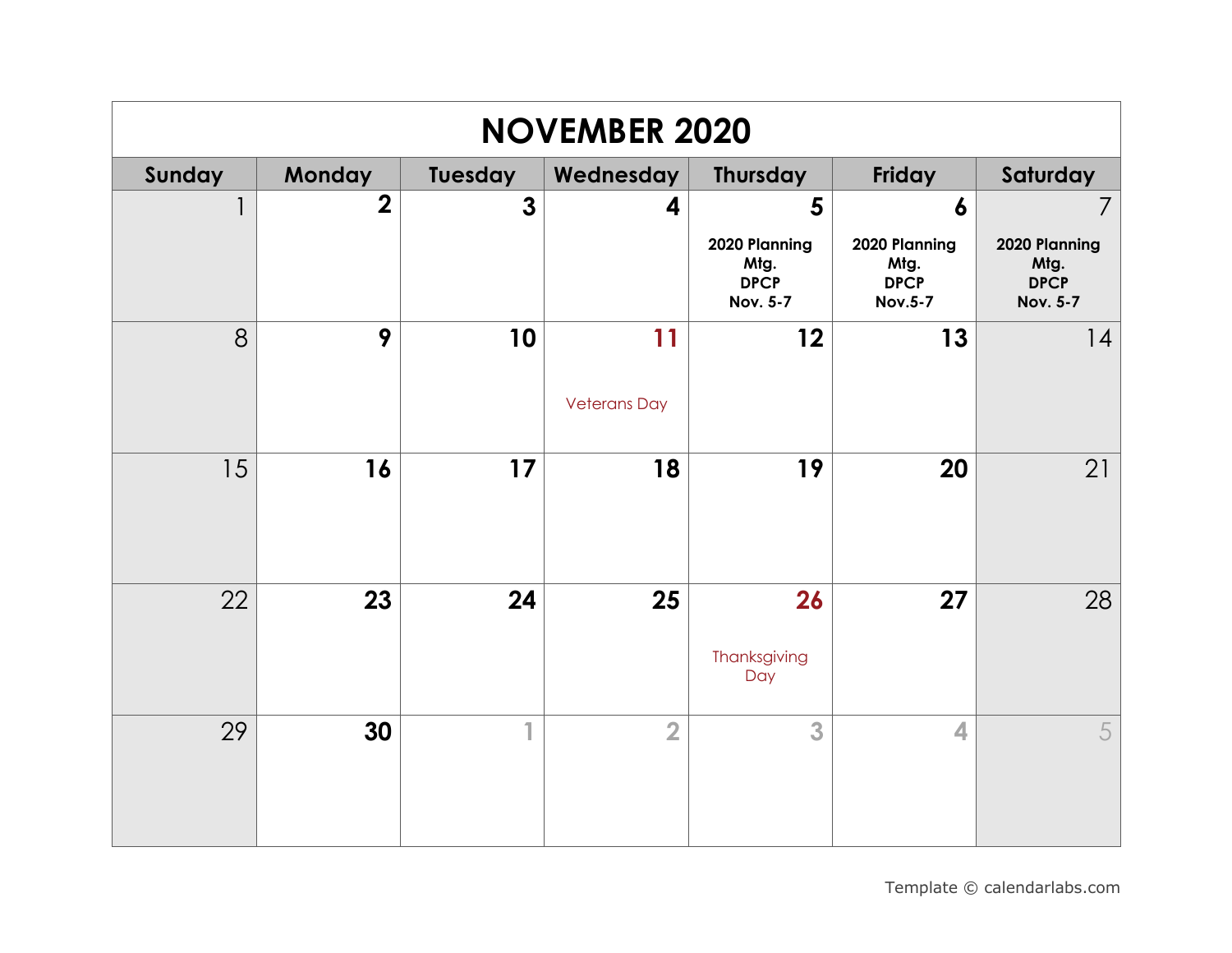# NOVEMBER 2020

| Sunday | Monday | Tuesday | Wednesday | Thursday | Friday | Saturday |
|---|---|---|---|---|---|---|
| 1 | 2 | 3 | 4 | 5 2020 Planning Mtg. DPCP Nov. 5-7 | 6 2020 Planning Mtg. DPCP Nov.5-7 | 7 2020 Planning Mtg. DPCP Nov. 5-7 |
| 8 | 9 | 10 | 11 Veterans Day | 12 | 13 | 14 |
| 15 | 16 | 17 | 18 | 19 | 20 | 21 |
| 22 | 23 | 24 | 25 | 26 Thanksgiving Day | 27 | 28 |
| 29 | 30 | 1 | 2 | 3 | 4 | 5 |

Template © calendarlabs.com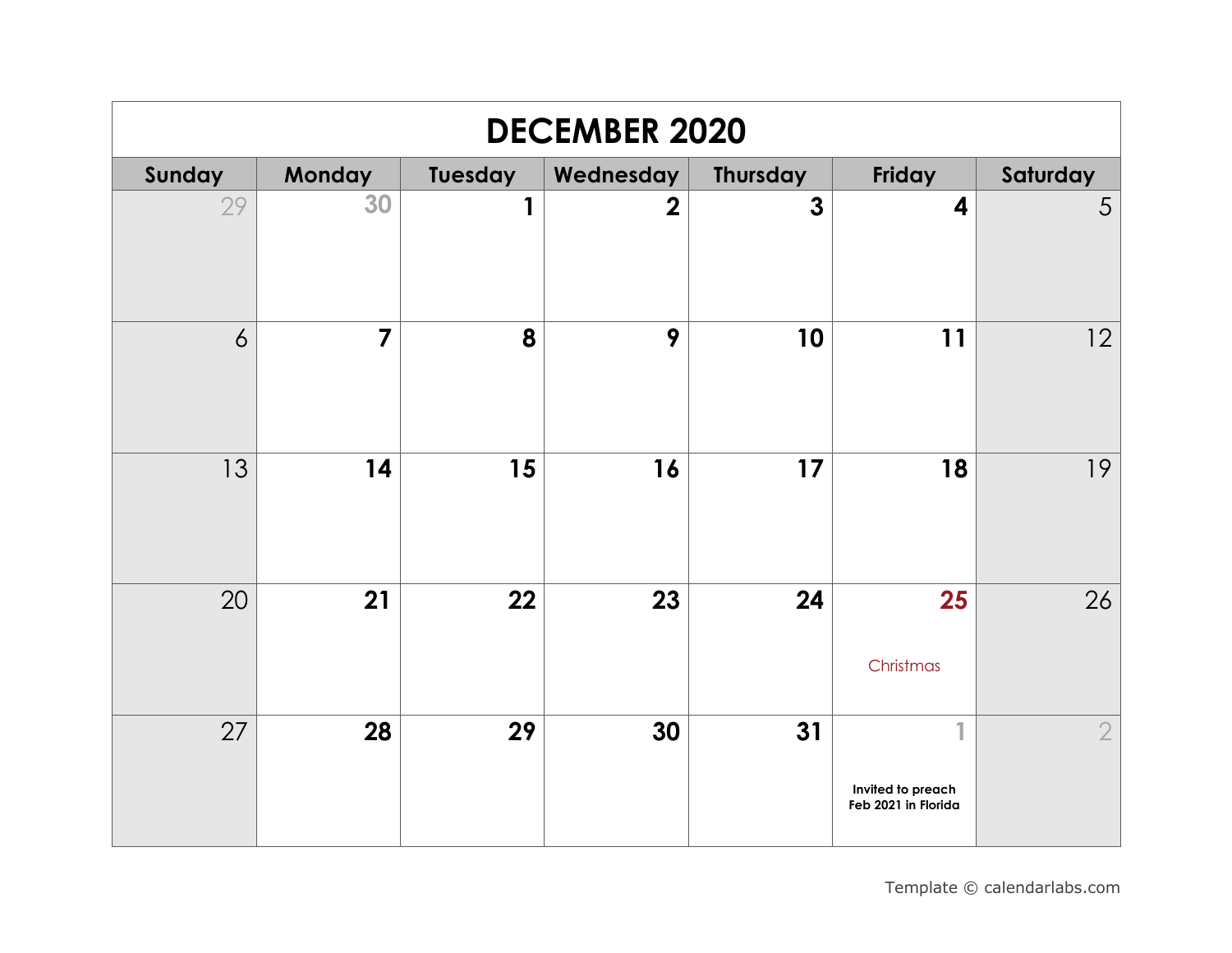# DECEMBER 2020

| Sunday | Monday | Tuesday | Wednesday | Thursday | Friday | Saturday |
|---|---|---|---|---|---|---|
| 29 | 30 | 1 | 2 | 3 | 4 | 5 |
| 6 | 7 | 8 | 9 | 10 | 11 | 12 |
| 13 | 14 | 15 | 16 | 17 | 18 | 19 |
| 20 | 21 | 22 | 23 | 24 | 25 Christmas | 26 |
| 27 | 28 | 29 | 30 | 31 | 1 **Invited to preach Feb 2021 in Florida** | 2 |

Template © calendarlabs.com